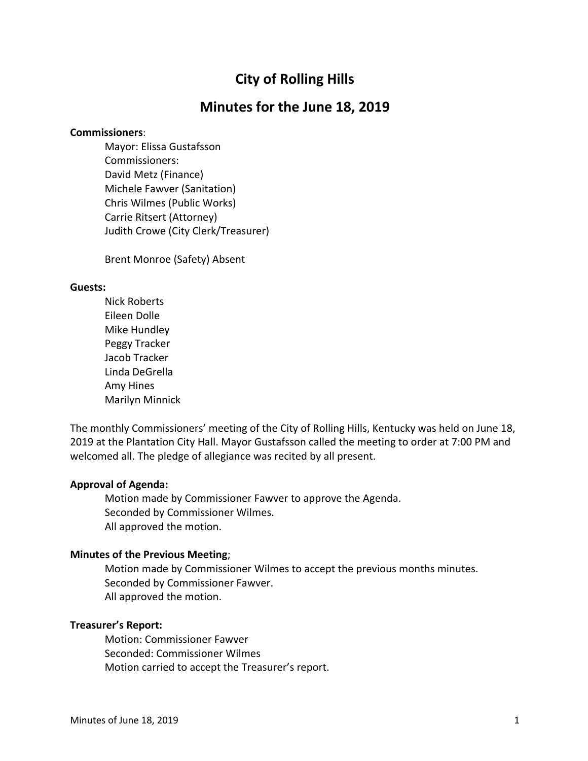# City of Rolling Hills

## Minutes for the June 18, 2019

**Commissioners**:

Mayor: Elissa Gustafsson
Commissioners:
David Metz (Finance)
Michele Fawver (Sanitation)
Chris Wilmes (Public Works)
Carrie Ritsert (Attorney)
Judith Crowe (City Clerk/Treasurer)

Brent Monroe (Safety) Absent

**Guests:**

Nick Roberts
Eileen Dolle
Mike Hundley
Peggy Tracker
Jacob Tracker
Linda DeGrella
Amy Hines
Marilyn Minnick

The monthly Commissioners' meeting of the City of Rolling Hills, Kentucky was held on June 18, 2019 at the Plantation City Hall. Mayor Gustafsson called the meeting to order at 7:00 PM and welcomed all. The pledge of allegiance was recited by all present.

**Approval of Agenda:**

Motion made by Commissioner Fawver to approve the Agenda.
Seconded by Commissioner Wilmes.
All approved the motion.

**Minutes of the Previous Meeting**;

Motion made by Commissioner Wilmes to accept the previous months minutes.
Seconded by Commissioner Fawver.
All approved the motion.

**Treasurer's Report:**

Motion: Commissioner Fawver
Seconded: Commissioner Wilmes
Motion carried to accept the Treasurer's report.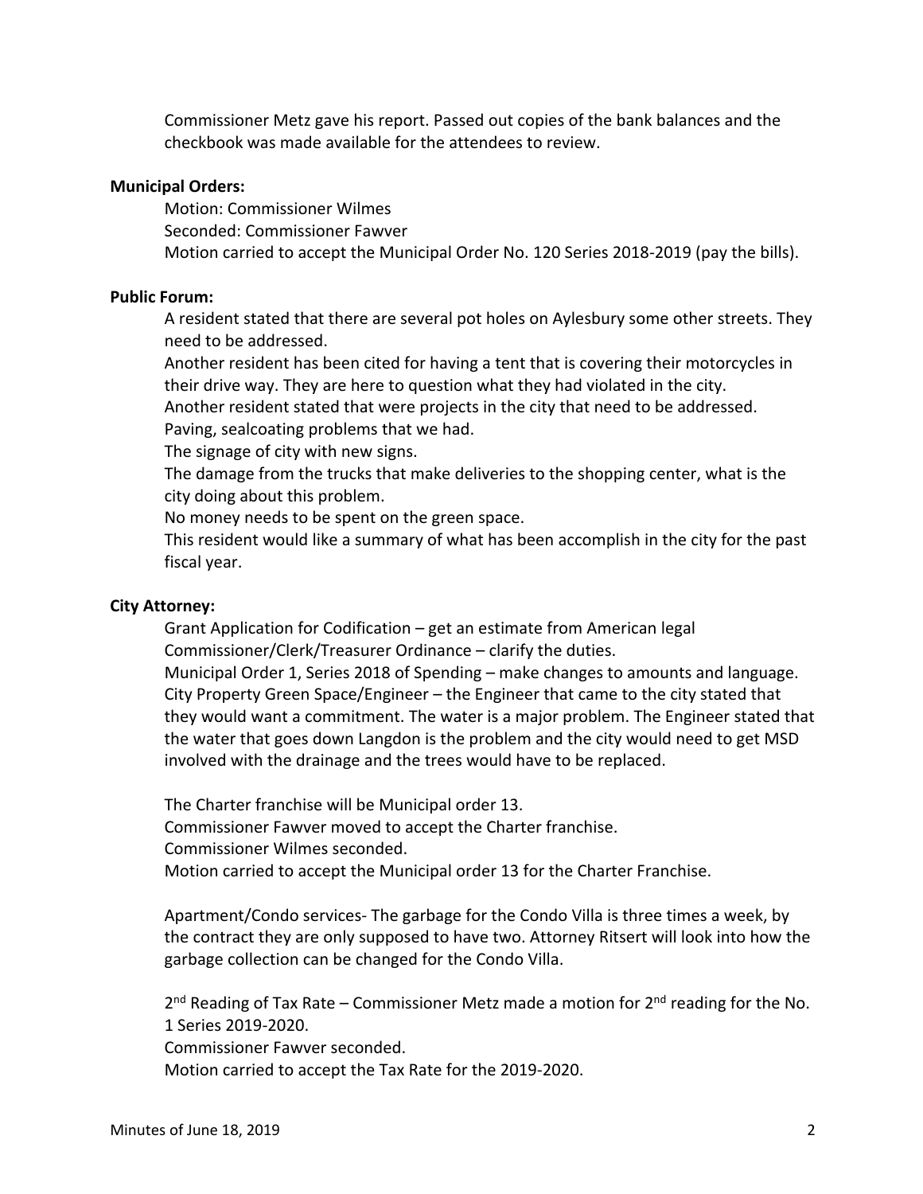Commissioner Metz gave his report. Passed out copies of the bank balances and the checkbook was made available for the attendees to review.

**Municipal Orders:**

Motion: Commissioner Wilmes
Seconded: Commissioner Fawver
Motion carried to accept the Municipal Order No. 120 Series 2018-2019 (pay the bills).

**Public Forum:**

A resident stated that there are several pot holes on Aylesbury some other streets. They need to be addressed.
Another resident has been cited for having a tent that is covering their motorcycles in their drive way. They are here to question what they had violated in the city.
Another resident stated that were projects in the city that need to be addressed.
Paving, sealcoating problems that we had.
The signage of city with new signs.
The damage from the trucks that make deliveries to the shopping center, what is the city doing about this problem.
No money needs to be spent on the green space.
This resident would like a summary of what has been accomplish in the city for the past fiscal year.

**City Attorney:**

Grant Application for Codification – get an estimate from American legal
Commissioner/Clerk/Treasurer Ordinance – clarify the duties.
Municipal Order 1, Series 2018 of Spending – make changes to amounts and language.
City Property Green Space/Engineer – the Engineer that came to the city stated that they would want a commitment. The water is a major problem. The Engineer stated that the water that goes down Langdon is the problem and the city would need to get MSD involved with the drainage and the trees would have to be replaced.

The Charter franchise will be Municipal order 13.
Commissioner Fawver moved to accept the Charter franchise.
Commissioner Wilmes seconded.
Motion carried to accept the Municipal order 13 for the Charter Franchise.

Apartment/Condo services- The garbage for the Condo Villa is three times a week, by the contract they are only supposed to have two. Attorney Ritsert will look into how the garbage collection can be changed for the Condo Villa.

2nd Reading of Tax Rate – Commissioner Metz made a motion for 2nd reading for the No. 1 Series 2019-2020.
Commissioner Fawver seconded.
Motion carried to accept the Tax Rate for the 2019-2020.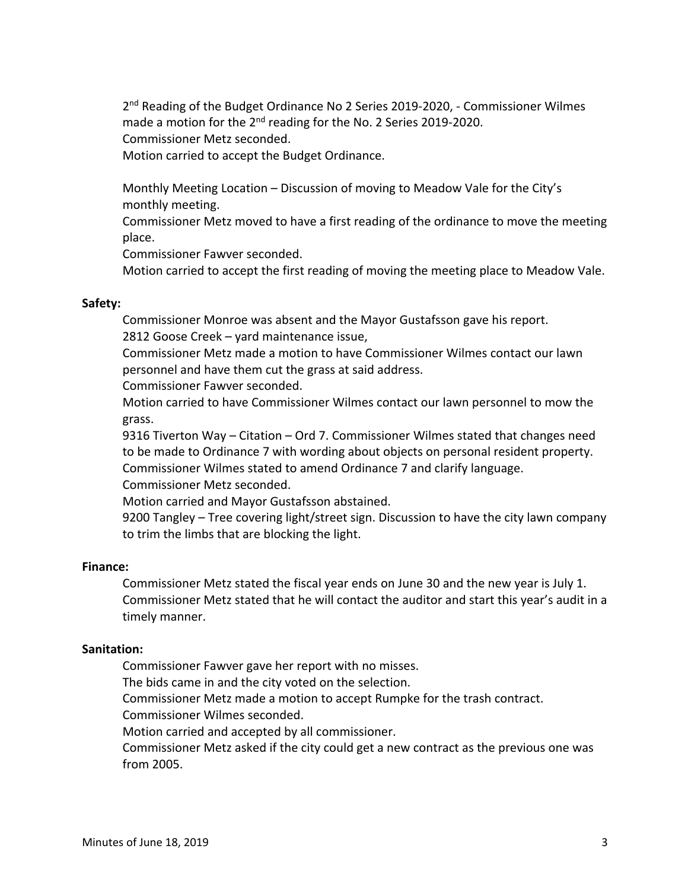2nd Reading of the Budget Ordinance No 2 Series 2019-2020, - Commissioner Wilmes made a motion for the 2nd reading for the No. 2 Series 2019-2020.
Commissioner Metz seconded.
Motion carried to accept the Budget Ordinance.

Monthly Meeting Location – Discussion of moving to Meadow Vale for the City's monthly meeting.
Commissioner Metz moved to have a first reading of the ordinance to move the meeting place.
Commissioner Fawver seconded.
Motion carried to accept the first reading of moving the meeting place to Meadow Vale.

**Safety:**

Commissioner Monroe was absent and the Mayor Gustafsson gave his report.
2812 Goose Creek – yard maintenance issue,
Commissioner Metz made a motion to have Commissioner Wilmes contact our lawn personnel and have them cut the grass at said address.
Commissioner Fawver seconded.
Motion carried to have Commissioner Wilmes contact our lawn personnel to mow the grass.
9316 Tiverton Way – Citation – Ord 7. Commissioner Wilmes stated that changes need to be made to Ordinance 7 with wording about objects on personal resident property.
Commissioner Wilmes stated to amend Ordinance 7 and clarify language.
Commissioner Metz seconded.
Motion carried and Mayor Gustafsson abstained.
9200 Tangley – Tree covering light/street sign. Discussion to have the city lawn company to trim the limbs that are blocking the light.

**Finance:**

Commissioner Metz stated the fiscal year ends on June 30 and the new year is July 1.
Commissioner Metz stated that he will contact the auditor and start this year's audit in a timely manner.

**Sanitation:**

Commissioner Fawver gave her report with no misses.
The bids came in and the city voted on the selection.
Commissioner Metz made a motion to accept Rumpke for the trash contract.
Commissioner Wilmes seconded.
Motion carried and accepted by all commissioner.
Commissioner Metz asked if the city could get a new contract as the previous one was from 2005.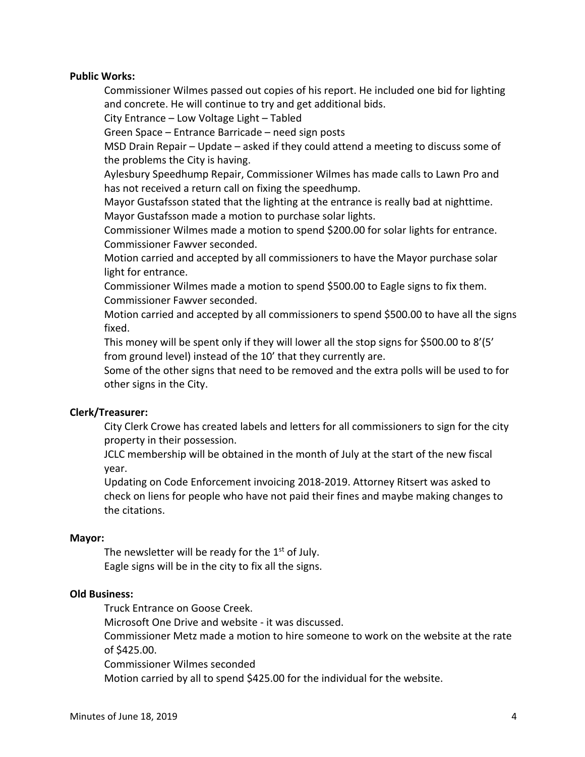**Public Works:**

Commissioner Wilmes passed out copies of his report. He included one bid for lighting and concrete. He will continue to try and get additional bids.

City Entrance – Low Voltage Light – Tabled

Green Space – Entrance Barricade – need sign posts

MSD Drain Repair – Update – asked if they could attend a meeting to discuss some of the problems the City is having.

Aylesbury Speedhump Repair, Commissioner Wilmes has made calls to Lawn Pro and has not received a return call on fixing the speedhump.

Mayor Gustafsson stated that the lighting at the entrance is really bad at nighttime.

Mayor Gustafsson made a motion to purchase solar lights.

Commissioner Wilmes made a motion to spend $200.00 for solar lights for entrance.

Commissioner Fawver seconded.

Motion carried and accepted by all commissioners to have the Mayor purchase solar light for entrance.

Commissioner Wilmes made a motion to spend $500.00 to Eagle signs to fix them.

Commissioner Fawver seconded.

Motion carried and accepted by all commissioners to spend $500.00 to have all the signs fixed.

This money will be spent only if they will lower all the stop signs for $500.00 to 8'(5' from ground level) instead of the 10' that they currently are.

Some of the other signs that need to be removed and the extra polls will be used to for other signs in the City.

**Clerk/Treasurer:**

City Clerk Crowe has created labels and letters for all commissioners to sign for the city property in their possession.

JCLC membership will be obtained in the month of July at the start of the new fiscal year.

Updating on Code Enforcement invoicing 2018-2019. Attorney Ritsert was asked to check on liens for people who have not paid their fines and maybe making changes to the citations.

**Mayor:**

The newsletter will be ready for the 1st of July.

Eagle signs will be in the city to fix all the signs.

**Old Business:**

Truck Entrance on Goose Creek.

Microsoft One Drive and website - it was discussed.

Commissioner Metz made a motion to hire someone to work on the website at the rate of $425.00.

Commissioner Wilmes seconded

Motion carried by all to spend $425.00 for the individual for the website.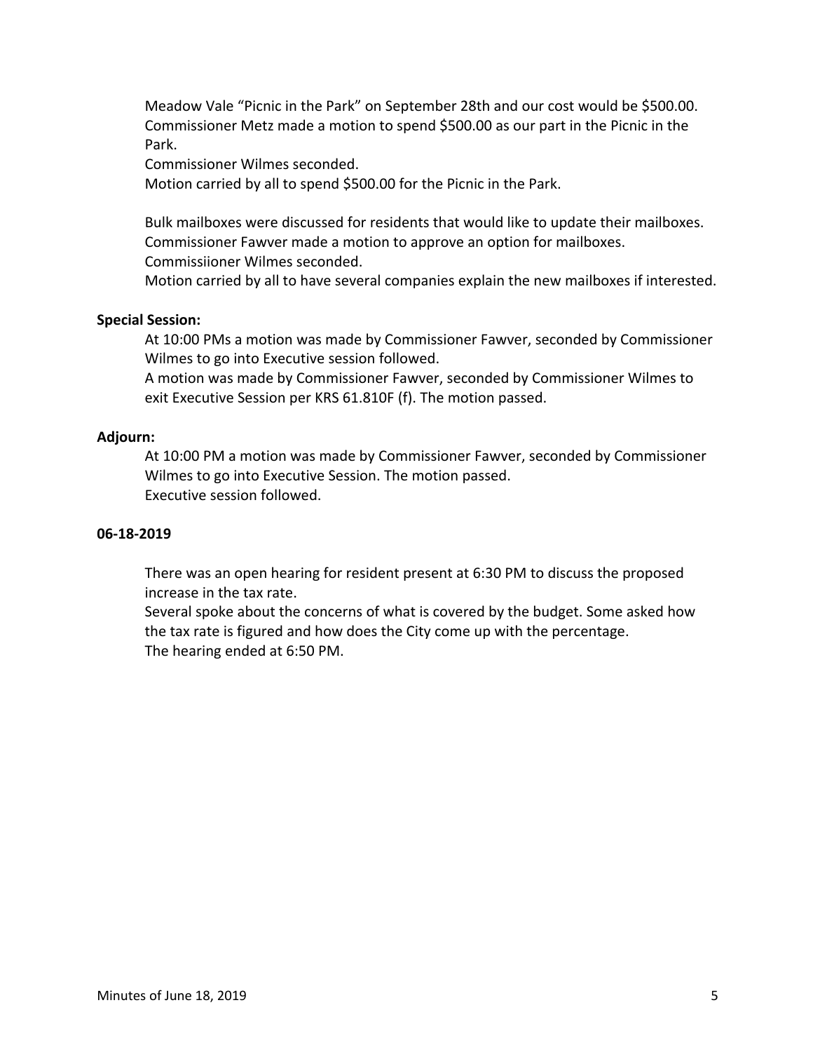Meadow Vale "Picnic in the Park" on September 28th and our cost would be $500.00.
Commissioner Metz made a motion to spend $500.00 as our part in the Picnic in the Park.
Commissioner Wilmes seconded.
Motion carried by all to spend $500.00 for the Picnic in the Park.

Bulk mailboxes were discussed for residents that would like to update their mailboxes.
Commissioner Fawver made a motion to approve an option for mailboxes.
Commissiioner Wilmes seconded.
Motion carried by all to have several companies explain the new mailboxes if interested.

**Special Session:**

At 10:00 PMs a motion was made by Commissioner Fawver, seconded by Commissioner Wilmes to go into Executive session followed.
A motion was made by Commissioner Fawver, seconded by Commissioner Wilmes to exit Executive Session per KRS 61.810F (f). The motion passed.

**Adjourn:**

At 10:00 PM a motion was made by Commissioner Fawver, seconded by Commissioner Wilmes to go into Executive Session. The motion passed.
Executive session followed.

**06-18-2019**

There was an open hearing for resident present at 6:30 PM to discuss the proposed increase in the tax rate.
Several spoke about the concerns of what is covered by the budget. Some asked how the tax rate is figured and how does the City come up with the percentage.
The hearing ended at 6:50 PM.